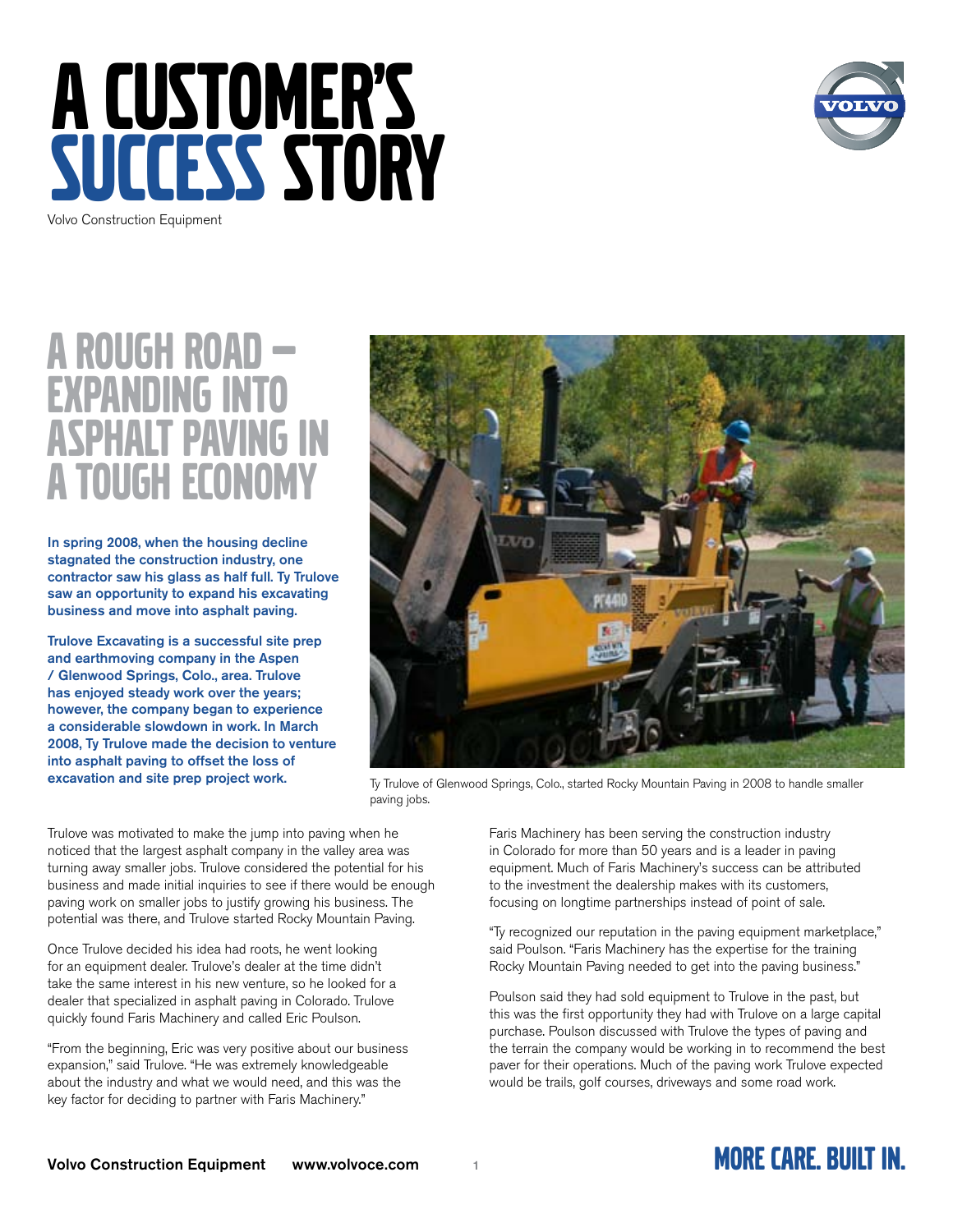# A CUSTOMER'S SUCCESS STORY

Volvo Construction Equipment

## A ROUGH ROAD – EXPANDING INTO ASPHALT PAVING IN A TOUGH ECONOMY

**In spring 2008, when the housing decline stagnated the construction industry, one contractor saw his glass as half full. Ty Trulove saw an opportunity to expand his excavating business and move into asphalt paving.**

**Trulove Excavating is a successful site prep and earthmoving company in the Aspen / Glenwood Springs, Colo., area. Trulove has enjoyed steady work over the years; however, the company began to experience a considerable slowdown in work. In March 2008, Ty Trulove made the decision to venture into asphalt paving to offset the loss of excavation and site prep project work.**

Ty Trulove of Glenwood Springs, Colo., started Rocky Mountain Paving in 2008 to handle smaller paving jobs.

Trulove was motivated to make the jump into paving when he noticed that the largest asphalt company in the valley area was turning away smaller jobs. Trulove considered the potential for his business and made initial inquiries to see if there would be enough paving work on smaller jobs to justify growing his business. The potential was there, and Trulove started Rocky Mountain Paving.

Once Trulove decided his idea had roots, he went looking for an equipment dealer. Trulove's dealer at the time didn't take the same interest in his new venture, so he looked for a dealer that specialized in asphalt paving in Colorado. Trulove quickly found Faris Machinery and called Eric Poulson.

"From the beginning, Eric was very positive about our business expansion," said Trulove. "He was extremely knowledgeable about the industry and what we would need, and this was the key factor for deciding to partner with Faris Machinery."

Faris Machinery has been serving the construction industry in Colorado for more than 50 years and is a leader in paving equipment. Much of Faris Machinery's success can be attributed to the investment the dealership makes with its customers, focusing on longtime partnerships instead of point of sale.

"Ty recognized our reputation in the paving equipment marketplace," said Poulson. "Faris Machinery has the expertise for the training Rocky Mountain Paving needed to get into the paving business."

Poulson said they had sold equipment to Trulove in the past, but this was the first opportunity they had with Trulove on a large capital purchase. Poulson discussed with Trulove the types of paving and the terrain the company would be working in to recommend the best paver for their operations. Much of the paving work Trulove expected would be trails, golf courses, driveways and some road work.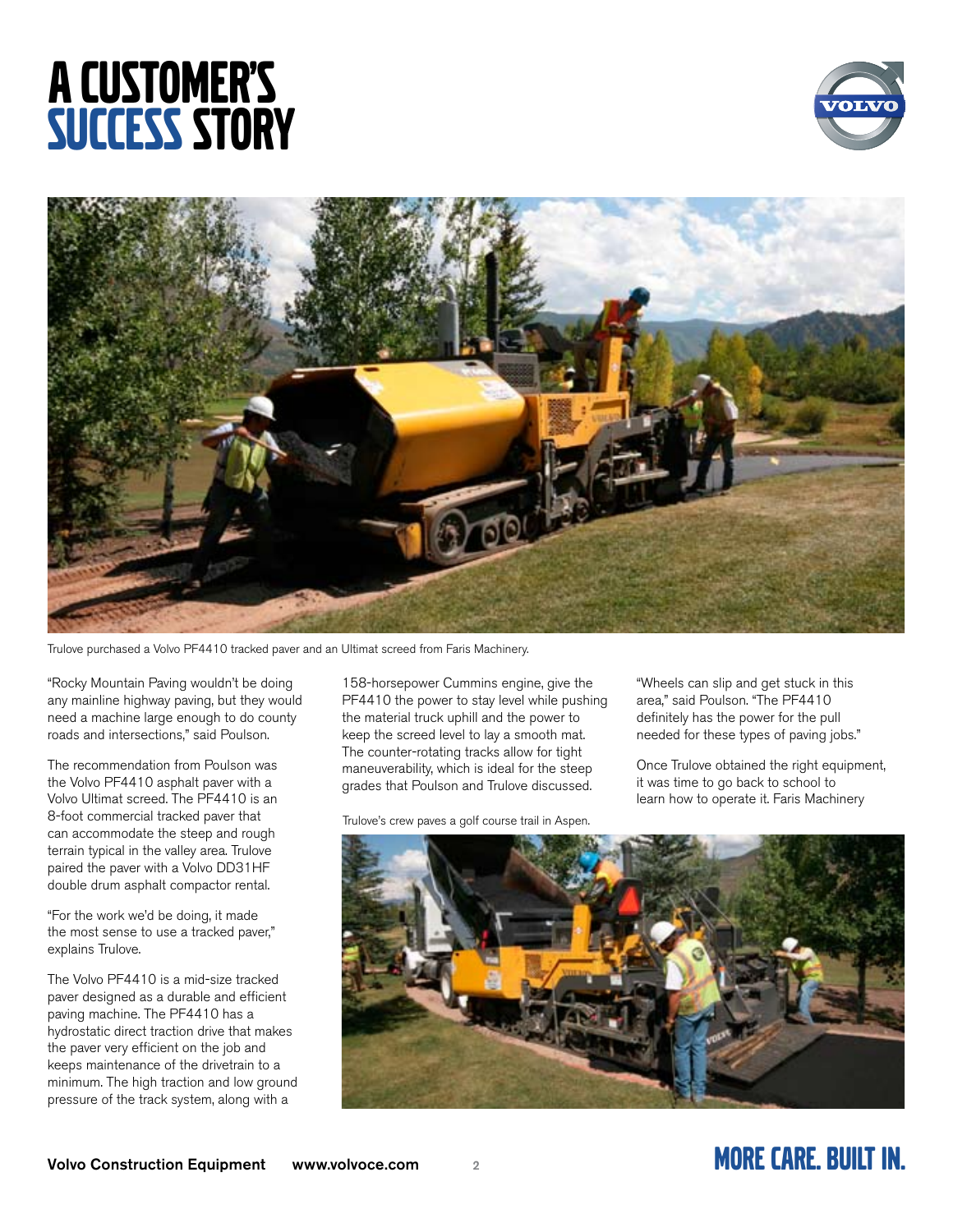# A CUSTOMER'S SUCCESS STORY

Trulove purchased a Volvo PF4410 tracked paver and an Ultimat screed from Faris Machinery.

"Rocky Mountain Paving wouldn't be doing any mainline highway paving, but they would need a machine large enough to do county roads and intersections," said Poulson.

The recommendation from Poulson was the Volvo PF4410 asphalt paver with a Volvo Ultimat screed. The PF4410 is an 8-foot commercial tracked paver that can accommodate the steep and rough terrain typical in the valley area. Trulove paired the paver with a Volvo DD31HF double drum asphalt compactor rental.

"For the work we'd be doing, it made the most sense to use a tracked paver," explains Trulove.

The Volvo PF4410 is a mid-size tracked paver designed as a durable and efficient paving machine. The PF4410 has a hydrostatic direct traction drive that makes the paver very efficient on the job and keeps maintenance of the drivetrain to a minimum. The high traction and low ground pressure of the track system, along with a 158-horsepower Cummins engine, give the PF4410 the power to stay level while pushing the material truck uphill and the power to keep the screed level to lay a smooth mat. The counter-rotating tracks allow for tight maneuverability, which is ideal for the steep grades that Poulson and Trulove discussed.

Trulove's crew paves a golf course trail in Aspen.

"Wheels can slip and get stuck in this area," said Poulson. "The PF4410 definitely has the power for the pull needed for these types of paving jobs."

Once Trulove obtained the right equipment, it was time to go back to school to learn how to operate it. Faris Machinery

Volvo Construction Equipment www.volvoce.com

MORE CARE. BUILT IN.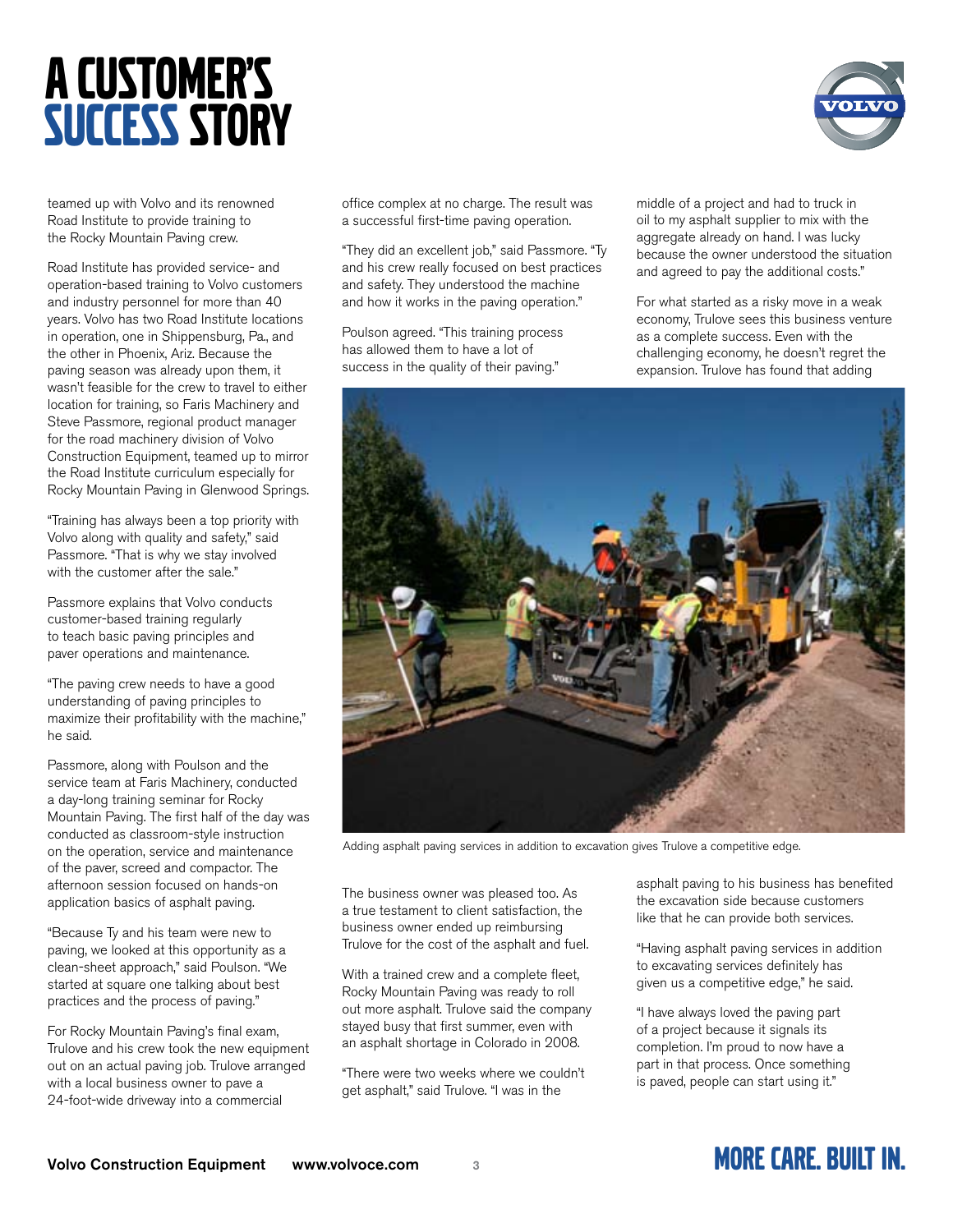# A CUSTOMER'S SUCCESS STORY

teamed up with Volvo and its renowned Road Institute to provide training to the Rocky Mountain Paving crew.

Road Institute has provided service- and operation-based training to Volvo customers and industry personnel for more than 40 years. Volvo has two Road Institute locations in operation, one in Shippensburg, Pa., and the other in Phoenix, Ariz. Because the paving season was already upon them, it wasn't feasible for the crew to travel to either location for training, so Faris Machinery and Steve Passmore, regional product manager for the road machinery division of Volvo Construction Equipment, teamed up to mirror the Road Institute curriculum especially for Rocky Mountain Paving in Glenwood Springs.

"Training has always been a top priority with Volvo along with quality and safety," said Passmore. "That is why we stay involved with the customer after the sale."

Passmore explains that Volvo conducts customer-based training regularly to teach basic paving principles and paver operations and maintenance.

"The paving crew needs to have a good understanding of paving principles to maximize their profitability with the machine," he said.

Passmore, along with Poulson and the service team at Faris Machinery, conducted a day-long training seminar for Rocky Mountain Paving. The first half of the day was conducted as classroom-style instruction on the operation, service and maintenance of the paver, screed and compactor. The afternoon session focused on hands-on application basics of asphalt paving.

"Because Ty and his team were new to paving, we looked at this opportunity as a clean-sheet approach," said Poulson. "We started at square one talking about best practices and the process of paving."

For Rocky Mountain Paving's final exam, Trulove and his crew took the new equipment out on an actual paving job. Trulove arranged with a local business owner to pave a 24-foot-wide driveway into a commercial office complex at no charge. The result was a successful first-time paving operation.

"They did an excellent job," said Passmore. "Ty and his crew really focused on best practices and safety. They understood the machine and how it works in the paving operation."

Poulson agreed. "This training process has allowed them to have a lot of success in the quality of their paving."

The business owner was pleased too. As a true testament to client satisfaction, the business owner ended up reimbursing Trulove for the cost of the asphalt and fuel.

With a trained crew and a complete fleet, Rocky Mountain Paving was ready to roll out more asphalt. Trulove said the company stayed busy that first summer, even with an asphalt shortage in Colorado in 2008.

"There were two weeks where we couldn't get asphalt," said Trulove. "I was in the middle of a project and had to truck in oil to my asphalt supplier to mix with the aggregate already on hand. I was lucky because the owner understood the situation and agreed to pay the additional costs."

For what started as a risky move in a weak economy, Trulove sees this business venture as a complete success. Even with the challenging economy, he doesn't regret the expansion. Trulove has found that adding asphalt paving to his business has benefited the excavation side because customers like that he can provide both services.

Adding asphalt paving services in addition to excavation gives Trulove a competitive edge.

"Having asphalt paving services in addition to excavating services definitely has given us a competitive edge," he said.

"I have always loved the paving part of a project because it signals its completion. I'm proud to now have a part in that process. Once something is paved, people can start using it."

Volvo Construction Equipment www.volvoce.com

MORE CARE. BUILT IN.